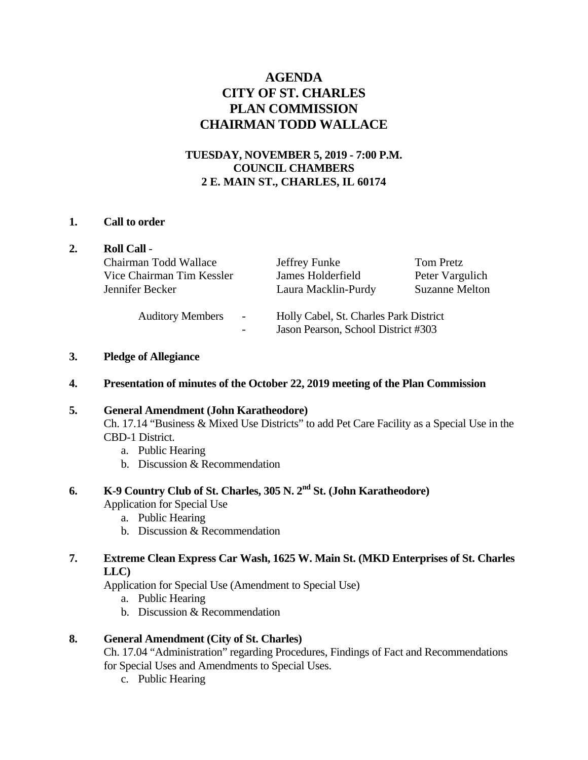# AGENDA
# CITY OF ST. CHARLES
# PLAN COMMISSION
# CHAIRMAN TODD WALLACE

### TUESDAY, NOVEMBER 5, 2019 - 7:00 P.M.
### COUNCIL CHAMBERS
### 2 E. MAIN ST., CHARLES, IL 60174

**1. Call to order**

**2. Roll Call** -

| | | |
|---|---|---|
| Chairman Todd Wallace | Jeffrey Funke | Tom Pretz |
| Vice Chairman Tim Kessler | James Holderfield | Peter Vargulich |
| Jennifer Becker | Laura Macklin-Purdy | Suzanne Melton |

Auditory Members - Holly Cabel, St. Charles Park District
- Jason Pearson, School District #303

**3. Pledge of Allegiance**

**4. Presentation of minutes of the October 22, 2019 meeting of the Plan Commission**

**5. General Amendment (John Karatheodore)**

Ch. 17.14 "Business & Mixed Use Districts" to add Pet Care Facility as a Special Use in the CBD-1 District.

a. Public Hearing
b. Discussion & Recommendation

**6. K-9 Country Club of St. Charles, 305 N. 2nd St. (John Karatheodore)**

Application for Special Use

a. Public Hearing
b. Discussion & Recommendation

**7. Extreme Clean Express Car Wash, 1625 W. Main St. (MKD Enterprises of St. Charles LLC)**

Application for Special Use (Amendment to Special Use)

a. Public Hearing
b. Discussion & Recommendation

**8. General Amendment (City of St. Charles)**

Ch. 17.04 "Administration" regarding Procedures, Findings of Fact and Recommendations for Special Uses and Amendments to Special Uses.

c. Public Hearing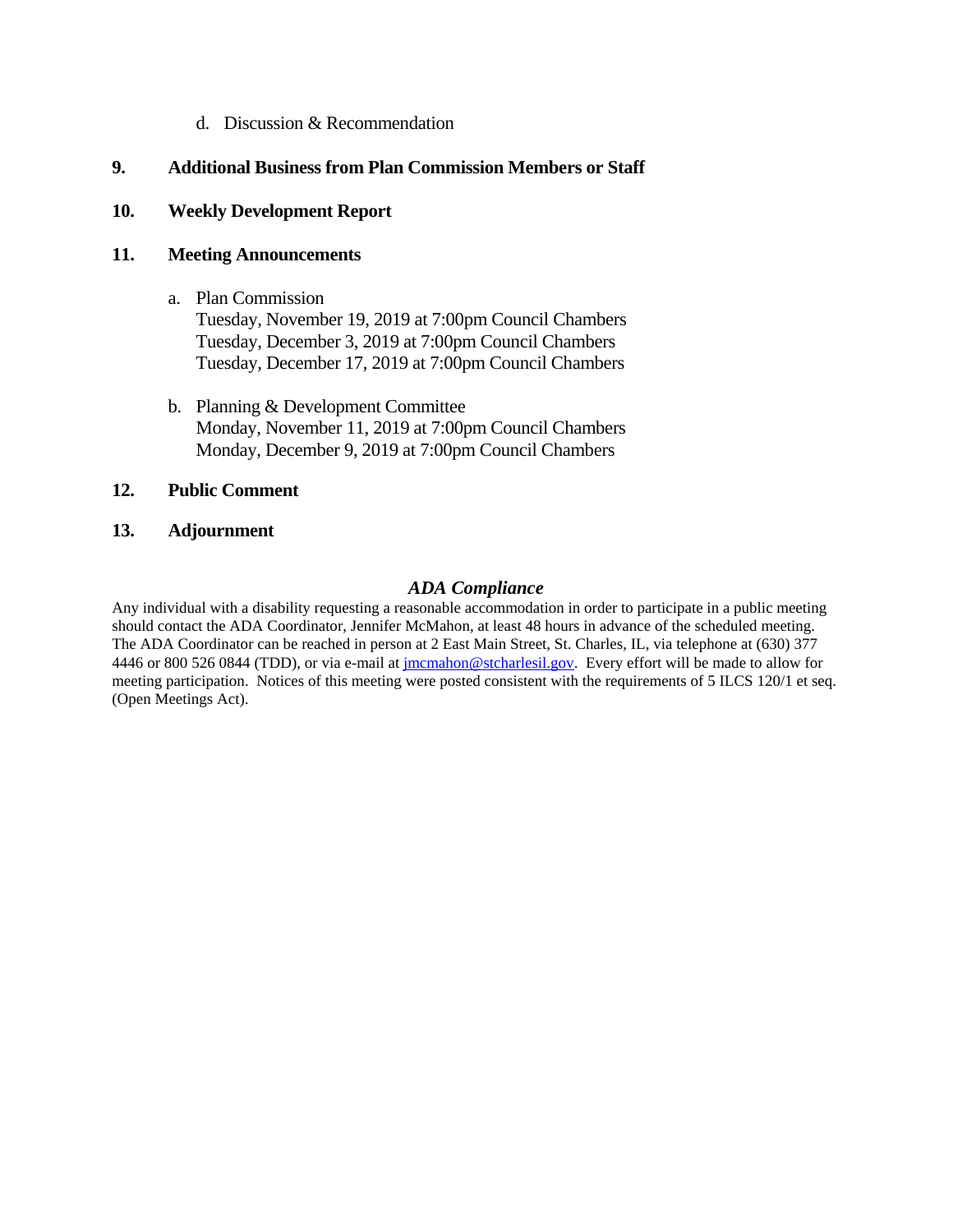d. Discussion & Recommendation

**9. Additional Business from Plan Commission Members or Staff**

**10. Weekly Development Report**

**11. Meeting Announcements**

a. Plan Commission
Tuesday, November 19, 2019 at 7:00pm Council Chambers
Tuesday, December 3, 2019 at 7:00pm Council Chambers
Tuesday, December 17, 2019 at 7:00pm Council Chambers

b. Planning & Development Committee
Monday, November 11, 2019 at 7:00pm Council Chambers
Monday, December 9, 2019 at 7:00pm Council Chambers

**12. Public Comment**

**13. Adjournment**

***ADA Compliance***

Any individual with a disability requesting a reasonable accommodation in order to participate in a public meeting should contact the ADA Coordinator, Jennifer McMahon, at least 48 hours in advance of the scheduled meeting. The ADA Coordinator can be reached in person at 2 East Main Street, St. Charles, IL, via telephone at (630) 377 4446 or 800 526 0844 (TDD), or via e-mail at jmcmahon@stcharlesil.gov. Every effort will be made to allow for meeting participation. Notices of this meeting were posted consistent with the requirements of 5 ILCS 120/1 et seq. (Open Meetings Act).